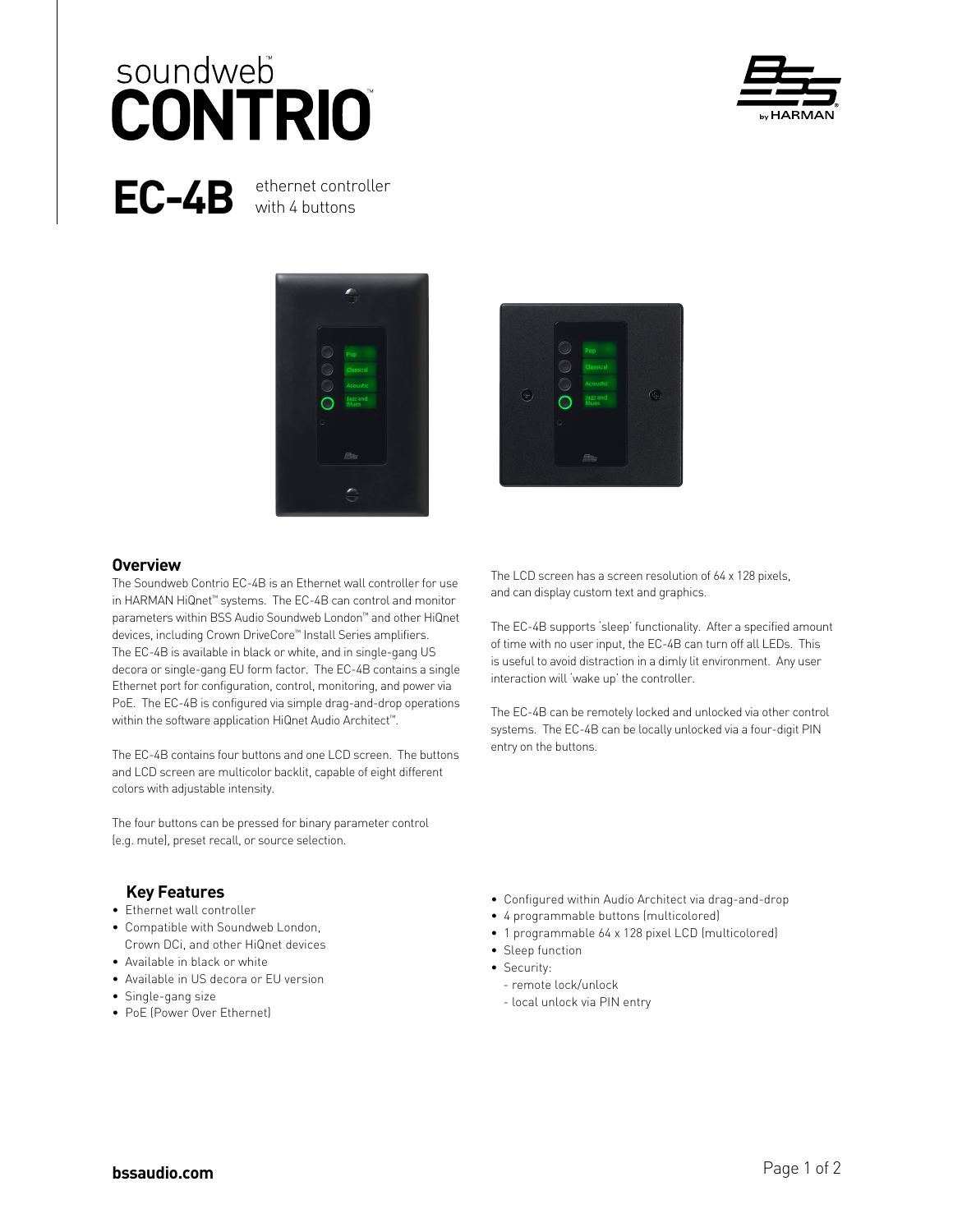# soundweb™ CONTRIO™

## EC-4B ethernet controller with 4 buttons

## Overview

The Soundweb Contrio EC-4B is an Ethernet wall controller for use in HARMAN HiQnet™ systems. The EC-4B can control and monitor parameters within BSS Audio Soundweb London™ and other HiQnet devices, including Crown DriveCore™ Install Series amplifiers. The EC-4B is available in black or white, and in single-gang US decora or single-gang EU form factor. The EC-4B contains a single Ethernet port for configuration, control, monitoring, and power via PoE. The EC-4B is configured via simple drag-and-drop operations within the software application HiQnet Audio Architect™.

The EC-4B contains four buttons and one LCD screen. The buttons and LCD screen are multicolor backlit, capable of eight different colors with adjustable intensity.

The four buttons can be pressed for binary parameter control (e.g. mute), preset recall, or source selection.

The LCD screen has a screen resolution of 64 x 128 pixels, and can display custom text and graphics.

The EC-4B supports 'sleep' functionality. After a specified amount of time with no user input, the EC-4B can turn off all LEDs. This is useful to avoid distraction in a dimly lit environment. Any user interaction will 'wake up' the controller.

The EC-4B can be remotely locked and unlocked via other control systems. The EC-4B can be locally unlocked via a four-digit PIN entry on the buttons.

## Key Features

- Ethernet wall controller
- Compatible with Soundweb London, Crown DCi, and other HiQnet devices
- Available in black or white
- Available in US decora or EU version
- Single-gang size
- PoE (Power Over Ethernet)
- Configured within Audio Architect via drag-and-drop
- 4 programmable buttons (multicolored)
- 1 programmable 64 x 128 pixel LCD (multicolored)
- Sleep function
- Security:
  - remote lock/unlock
  - local unlock via PIN entry

**bssaudio.com**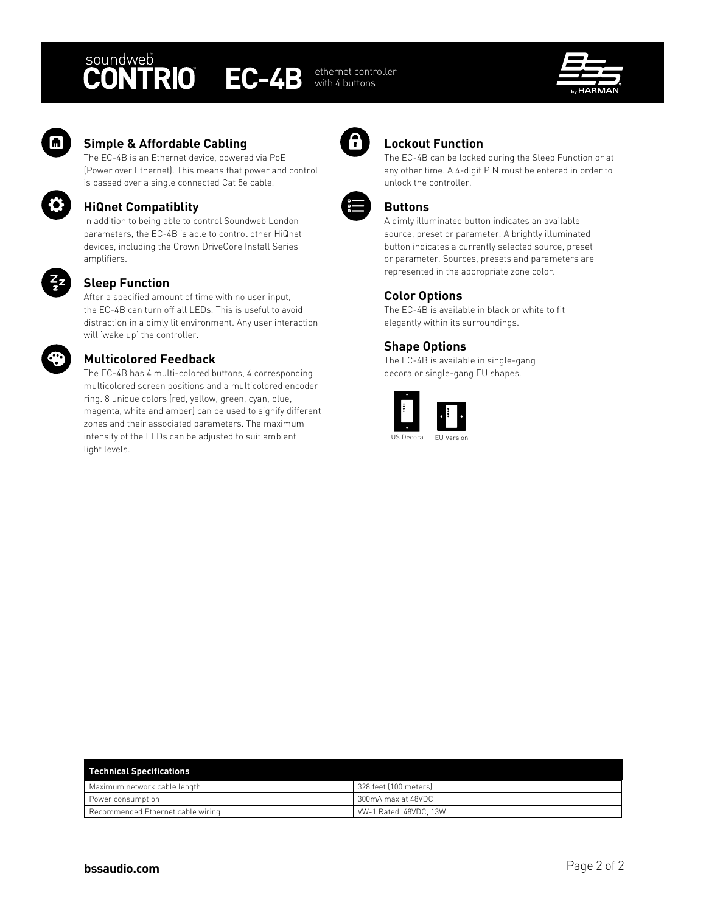# soundweb™ CONTRIO™ EC-4B ethernet controller with 4 buttons

## Simple & Affordable Cabling

The EC-4B is an Ethernet device, powered via PoE (Power over Ethernet). This means that power and control is passed over a single connected Cat 5e cable.

## HiQnet Compatiblity

In addition to being able to control Soundweb London parameters, the EC-4B is able to control other HiQnet devices, including the Crown DriveCore Install Series amplifiers.

## Sleep Function

After a specified amount of time with no user input, the EC-4B can turn off all LEDs. This is useful to avoid distraction in a dimly lit environment. Any user interaction will 'wake up' the controller.

## Multicolored Feedback

The EC-4B has 4 multi-colored buttons, 4 corresponding multicolored screen positions and a multicolored encoder ring. 8 unique colors (red, yellow, green, cyan, blue, magenta, white and amber) can be used to signify different zones and their associated parameters. The maximum intensity of the LEDs can be adjusted to suit ambient light levels.

## Lockout Function

The EC-4B can be locked during the Sleep Function or at any other time. A 4-digit PIN must be entered in order to unlock the controller.

## Buttons

A dimly illuminated button indicates an available source, preset or parameter. A brightly illuminated button indicates a currently selected source, preset or parameter. Sources, presets and parameters are represented in the appropriate zone color.

## Color Options

The EC-4B is available in black or white to fit elegantly within its surroundings.

## Shape Options

The EC-4B is available in single-gang decora or single-gang EU shapes.

US Decora EU Version

| Technical Specifications | |
|---|---|
| Maximum network cable length | 328 feet (100 meters) |
| Power consumption | 300mA max at 48VDC |
| Recommended Ethernet cable wiring | VW-1 Rated, 48VDC, 13W |

**bssaudio.com**